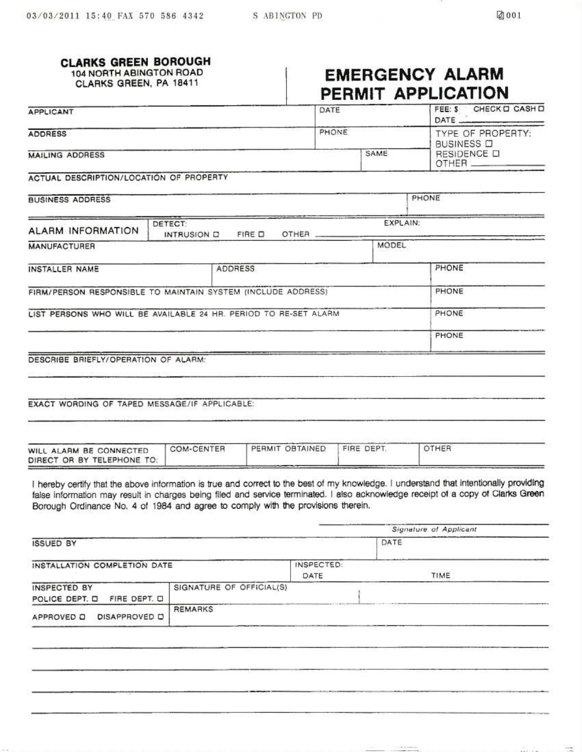**CLARKS GREEN BOROUGH**
104 NORTH ABINGTON ROAD
CLARKS GREEN, PA 18411

# EMERGENCY ALARM PERMIT APPLICATION

| APPLICANT | DATE | | FEE: $ CHECK ☐ CASH ☐ DATE |
|---|---|---|---|
| ADDRESS | PHONE | | TYPE OF PROPERTY: BUSINESS ☐ RESIDENCE ☐ OTHER |
| MAILING ADDRESS | | SAME | |

ACTUAL DESCRIPTION/LOCATION OF PROPERTY

| BUSINESS ADDRESS | PHONE |
|---|---|

| ALARM INFORMATION | DETECT: INTRUSION ☐ FIRE ☐ OTHER | EXPLAIN: |
|---|---|---|

| MANUFACTURER | MODEL |
|---|---|

| INSTALLER NAME | ADDRESS | PHONE |
|---|---|---|
| FIRM/PERSON RESPONSIBLE TO MAINTAIN SYSTEM (INCLUDE ADDRESS) | | PHONE |
| LIST PERSONS WHO WILL BE AVAILABLE 24 HR. PERIOD TO RE-SET ALARM | | PHONE |
| | | PHONE |

DESCRIBE BRIEFLY/OPERATION OF ALARM:

EXACT WORDING OF TAPED MESSAGE/IF APPLICABLE:

| WILL ALARM BE CONNECTED DIRECT OR BY TELEPHONE TO: | COM-CENTER | PERMIT OBTAINED | FIRE DEPT. | OTHER |
|---|---|---|---|---|

I hereby certify that the above information is true and correct to the best of my knowledge. I understand that intentionally providing false information may result in charges being filed and service terminated. I also acknowledge receipt of a copy of Clarks Green Borough Ordinance No. 4 of 1984 and agree to comply with the provisions therein.

*Signature of Applicant*

| ISSUED BY | | DATE |
|---|---|---|
| INSTALLATION COMPLETION DATE | INSPECTED: DATE | TIME |
| INSPECTED BY POLICE DEPT. ☐ FIRE DEPT. ☐ | SIGNATURE OF OFFICIAL(S) | |
| APPROVED ☐ DISAPPROVED ☐ | REMARKS | |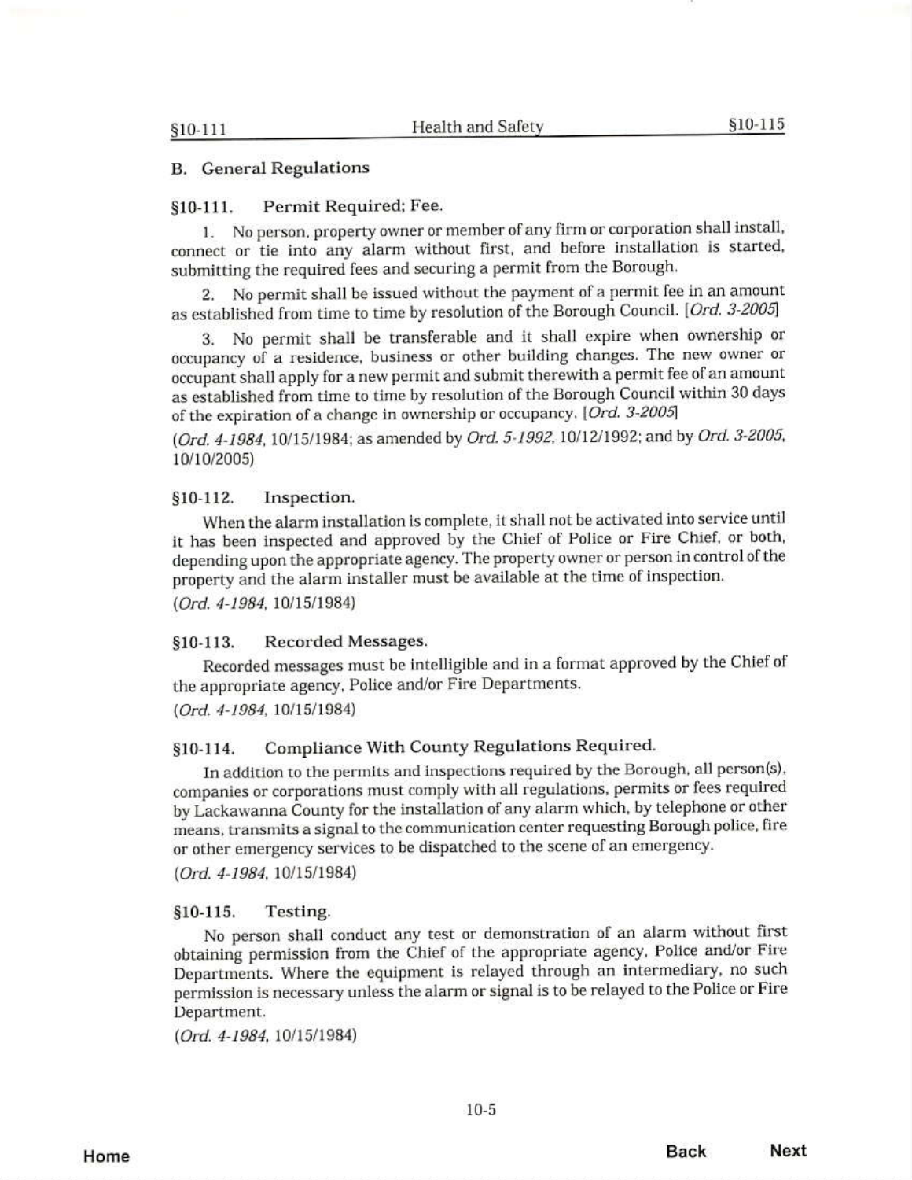## B. General Regulations

### §10-111. Permit Required; Fee.

1. No person, property owner or member of any firm or corporation shall install, connect or tie into any alarm without first, and before installation is started, submitting the required fees and securing a permit from the Borough.

2. No permit shall be issued without the payment of a permit fee in an amount as established from time to time by resolution of the Borough Council. [*Ord. 3-2005*]

3. No permit shall be transferable and it shall expire when ownership or occupancy of a residence, business or other building changes. The new owner or occupant shall apply for a new permit and submit therewith a permit fee of an amount as established from time to time by resolution of the Borough Council within 30 days of the expiration of a change in ownership or occupancy. [*Ord. 3-2005*]

(*Ord. 4-1984*, 10/15/1984; as amended by *Ord. 5-1992*, 10/12/1992; and by *Ord. 3-2005*, 10/10/2005)

### §10-112. Inspection.

When the alarm installation is complete, it shall not be activated into service until it has been inspected and approved by the Chief of Police or Fire Chief, or both, depending upon the appropriate agency. The property owner or person in control of the property and the alarm installer must be available at the time of inspection.

(*Ord. 4-1984*, 10/15/1984)

### §10-113. Recorded Messages.

Recorded messages must be intelligible and in a format approved by the Chief of the appropriate agency, Police and/or Fire Departments.

(*Ord. 4-1984*, 10/15/1984)

### §10-114. Compliance With County Regulations Required.

In addition to the permits and inspections required by the Borough, all person(s), companies or corporations must comply with all regulations, permits or fees required by Lackawanna County for the installation of any alarm which, by telephone or other means, transmits a signal to the communication center requesting Borough police, fire or other emergency services to be dispatched to the scene of an emergency.

(*Ord. 4-1984*, 10/15/1984)

### §10-115. Testing.

No person shall conduct any test or demonstration of an alarm without first obtaining permission from the Chief of the appropriate agency, Police and/or Fire Departments. Where the equipment is relayed through an intermediary, no such permission is necessary unless the alarm or signal is to be relayed to the Police or Fire Department.

(*Ord. 4-1984*, 10/15/1984)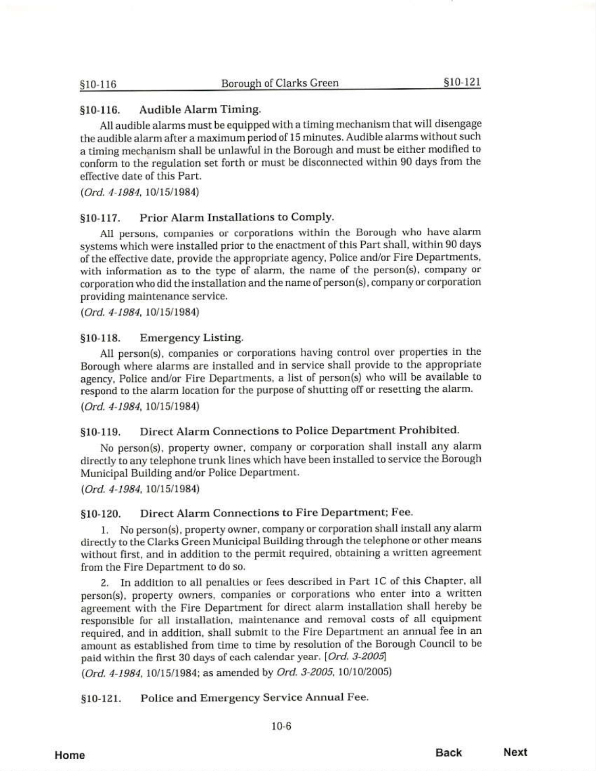### §10-116. Audible Alarm Timing.

All audible alarms must be equipped with a timing mechanism that will disengage the audible alarm after a maximum period of 15 minutes. Audible alarms without such a timing mechanism shall be unlawful in the Borough and must be either modified to conform to the regulation set forth or must be disconnected within 90 days from the effective date of this Part.

(*Ord. 4-1984*, 10/15/1984)

### §10-117. Prior Alarm Installations to Comply.

All persons, companies or corporations within the Borough who have alarm systems which were installed prior to the enactment of this Part shall, within 90 days of the effective date, provide the appropriate agency, Police and/or Fire Departments, with information as to the type of alarm, the name of the person(s), company or corporation who did the installation and the name of person(s), company or corporation providing maintenance service.

(*Ord. 4-1984*, 10/15/1984)

### §10-118. Emergency Listing.

All person(s), companies or corporations having control over properties in the Borough where alarms are installed and in service shall provide to the appropriate agency, Police and/or Fire Departments, a list of person(s) who will be available to respond to the alarm location for the purpose of shutting off or resetting the alarm.

(*Ord. 4-1984*, 10/15/1984)

### §10-119. Direct Alarm Connections to Police Department Prohibited.

No person(s), property owner, company or corporation shall install any alarm directly to any telephone trunk lines which have been installed to service the Borough Municipal Building and/or Police Department.

(*Ord. 4-1984*, 10/15/1984)

### §10-120. Direct Alarm Connections to Fire Department; Fee.

1. No person(s), property owner, company or corporation shall install any alarm directly to the Clarks Green Municipal Building through the telephone or other means without first, and in addition to the permit required, obtaining a written agreement from the Fire Department to do so.

2. In addition to all penalties or fees described in Part 1C of this Chapter, all person(s), property owners, companies or corporations who enter into a written agreement with the Fire Department for direct alarm installation shall hereby be responsible for all installation, maintenance and removal costs of all equipment required, and in addition, shall submit to the Fire Department an annual fee in an amount as established from time to time by resolution of the Borough Council to be paid within the first 30 days of each calendar year. [*Ord. 3-2005*]

(*Ord. 4-1984*, 10/15/1984; as amended by *Ord. 3-2005*, 10/10/2005)

### §10-121. Police and Emergency Service Annual Fee.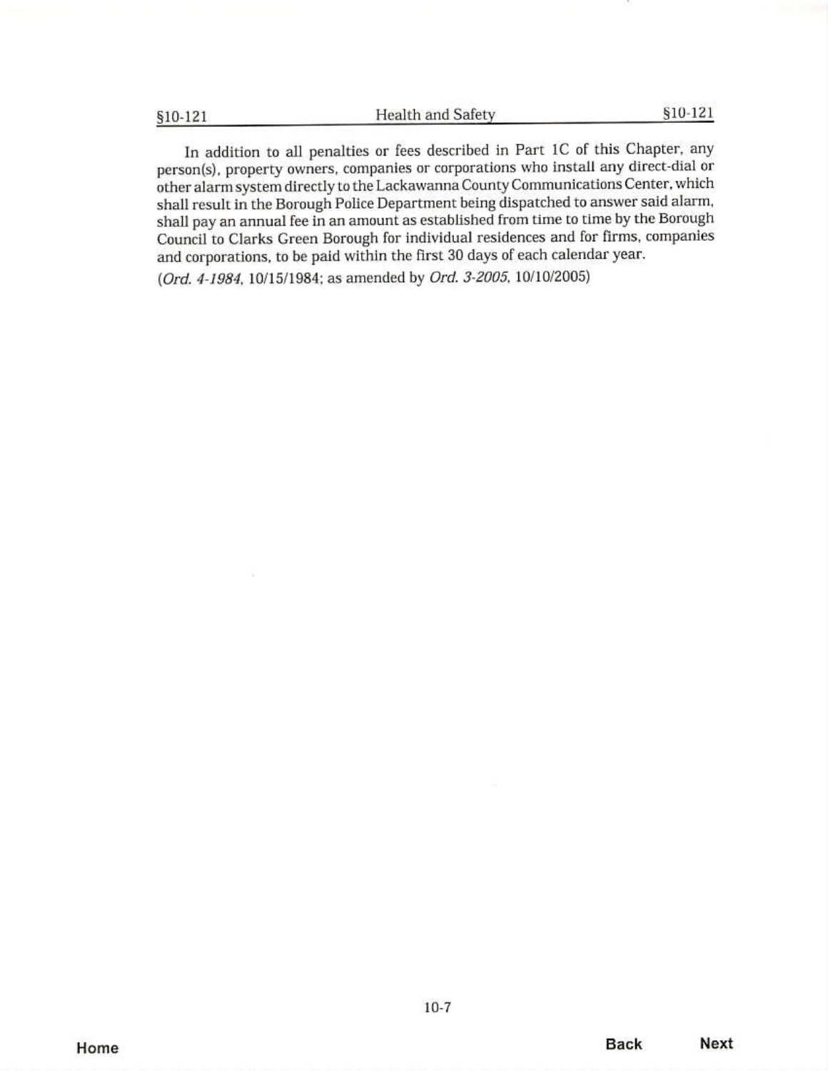In addition to all penalties or fees described in Part 1C of this Chapter, any person(s), property owners, companies or corporations who install any direct-dial or other alarm system directly to the Lackawanna County Communications Center, which shall result in the Borough Police Department being dispatched to answer said alarm, shall pay an annual fee in an amount as established from time to time by the Borough Council to Clarks Green Borough for individual residences and for firms, companies and corporations, to be paid within the first 30 days of each calendar year.

(*Ord. 4-1984*, 10/15/1984; as amended by *Ord. 3-2005*, 10/10/2005)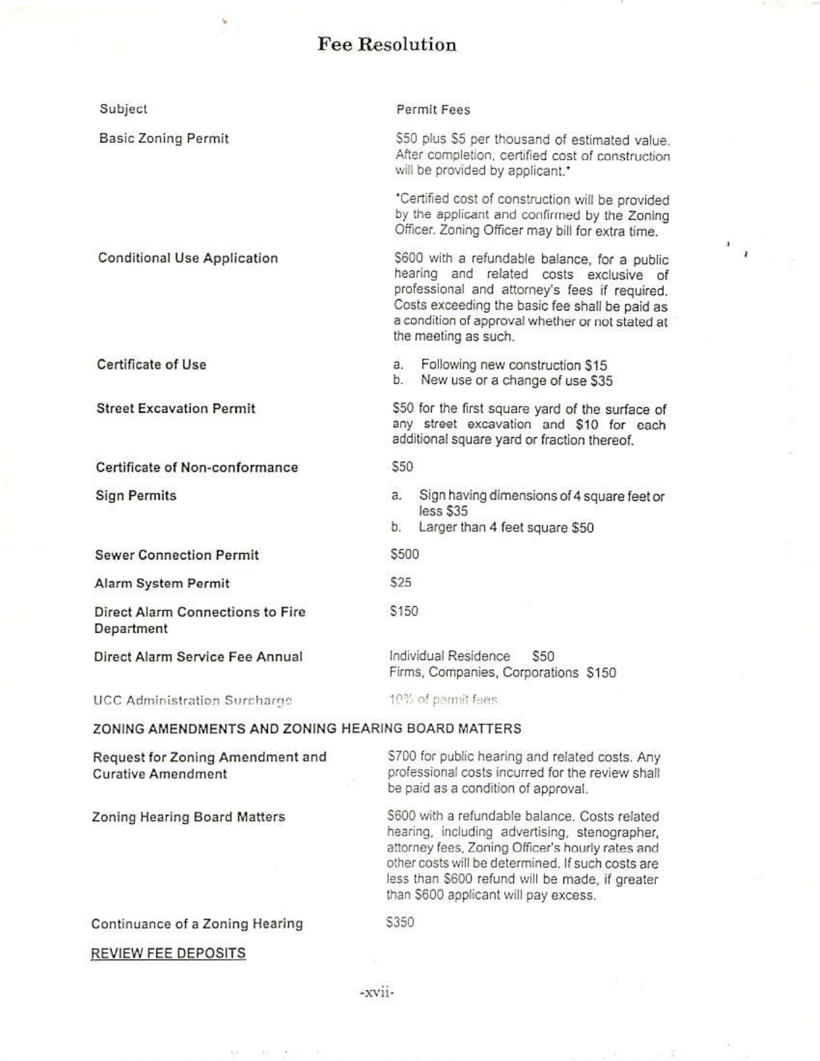# Fee Resolution

| Subject | Permit Fees |
| --- | --- |
| Basic Zoning Permit | $50 plus $5 per thousand of estimated value. After completion, certified cost of construction will be provided by applicant.*<br><br>*Certified cost of construction will be provided by the applicant and confirmed by the Zoning Officer. Zoning Officer may bill for extra time. |
| Conditional Use Application | $600 with a refundable balance, for a public hearing and related costs exclusive of professional and attorney's fees if required. Costs exceeding the basic fee shall be paid as a condition of approval whether or not stated at the meeting as such. |
| Certificate of Use | a. Following new construction $15<br>b. New use or a change of use $35 |
| Street Excavation Permit | $50 for the first square yard of the surface of any street excavation and $10 for each additional square yard or fraction thereof. |
| Certificate of Non-conformance | $50 |
| Sign Permits | a. Sign having dimensions of 4 square feet or less $35<br>b. Larger than 4 feet square $50 |
| Sewer Connection Permit | $500 |
| Alarm System Permit | $25 |
| Direct Alarm Connections to Fire Department | $150 |
| Direct Alarm Service Fee Annual | Individual Residence $50<br>Firms, Companies, Corporations $150 |
| UCC Administration Surcharge | 10% of permit fees |

## ZONING AMENDMENTS AND ZONING HEARING BOARD MATTERS

| | |
| --- | --- |
| Request for Zoning Amendment and Curative Amendment | $700 for public hearing and related costs. Any professional costs incurred for the review shall be paid as a condition of approval. |
| Zoning Hearing Board Matters | $600 with a refundable balance. Costs related hearing, including advertising, stenographer, attorney fees, Zoning Officer's hourly rates and other costs will be determined. If such costs are less than $600 refund will be made, if greater than $600 applicant will pay excess. |
| Continuance of a Zoning Hearing | $350 |

<u>REVIEW FEE DEPOSITS</u>